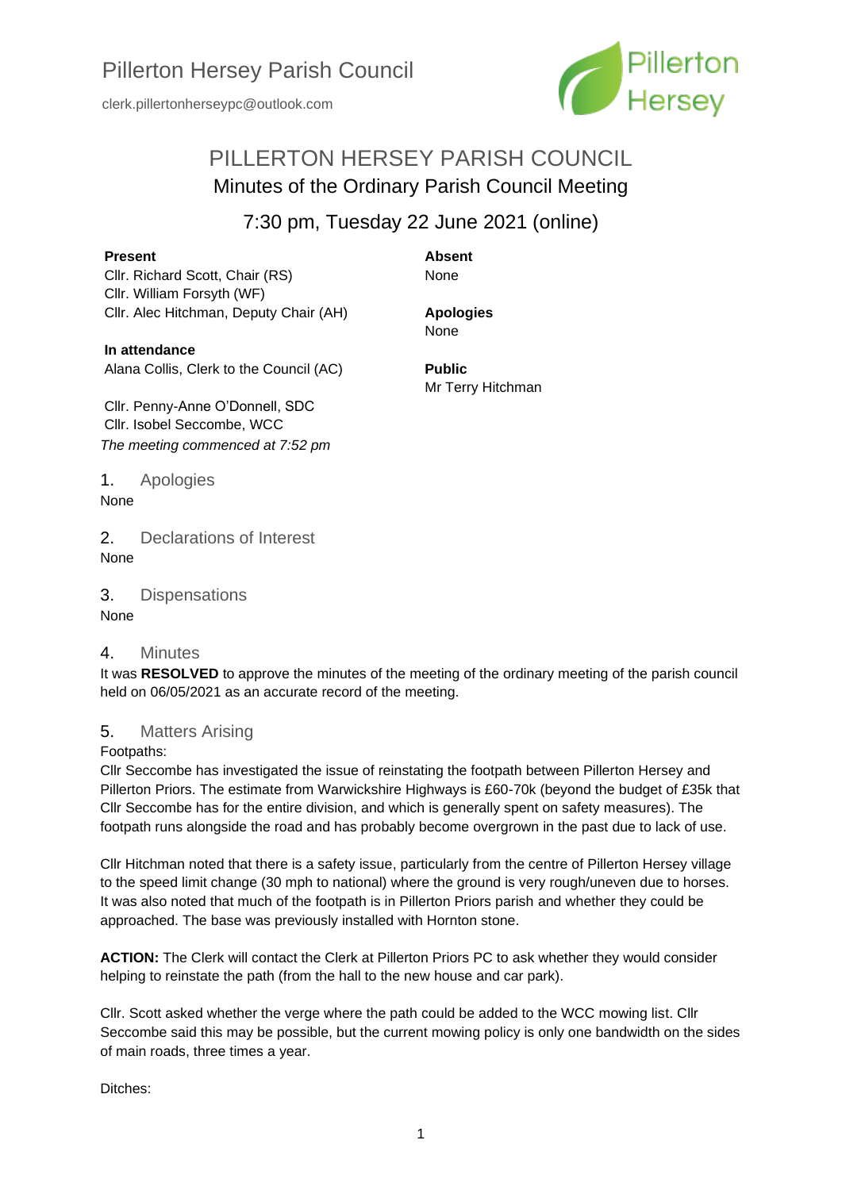Pillerton Hersey Parish Council

clerk.pillertonherseypc@outlook.com

# PILLERTON HERSEY PARISH COUNCIL

## Minutes of the Ordinary Parish Council Meeting

### 7:30 pm, Tuesday 22 June 2021 (online)

**Present**
Cllr. Richard Scott, Chair (RS)
Cllr. William Forsyth (WF)
Cllr. Alec Hitchman, Deputy Chair (AH)

**In attendance**
Alana Collis, Clerk to the Council (AC)

Cllr. Penny-Anne O'Donnell, SDC
Cllr. Isobel Seccombe, WCC

*The meeting commenced at 7:52 pm*

**Absent**
None

**Apologies**
None

**Public**
Mr Terry Hitchman

## 1. Apologies

None

## 2. Declarations of Interest

None

## 3. Dispensations

None

## 4. Minutes

It was **RESOLVED** to approve the minutes of the meeting of the ordinary meeting of the parish council held on 06/05/2021 as an accurate record of the meeting.

## 5. Matters Arising

Footpaths:

Cllr Seccombe has investigated the issue of reinstating the footpath between Pillerton Hersey and Pillerton Priors. The estimate from Warwickshire Highways is £60-70k (beyond the budget of £35k that Cllr Seccombe has for the entire division, and which is generally spent on safety measures). The footpath runs alongside the road and has probably become overgrown in the past due to lack of use.

Cllr Hitchman noted that there is a safety issue, particularly from the centre of Pillerton Hersey village to the speed limit change (30 mph to national) where the ground is very rough/uneven due to horses. It was also noted that much of the footpath is in Pillerton Priors parish and whether they could be approached. The base was previously installed with Hornton stone.

**ACTION:** The Clerk will contact the Clerk at Pillerton Priors PC to ask whether they would consider helping to reinstate the path (from the hall to the new house and car park).

Cllr. Scott asked whether the verge where the path could be added to the WCC mowing list. Cllr Seccombe said this may be possible, but the current mowing policy is only one bandwidth on the sides of main roads, three times a year.

Ditches: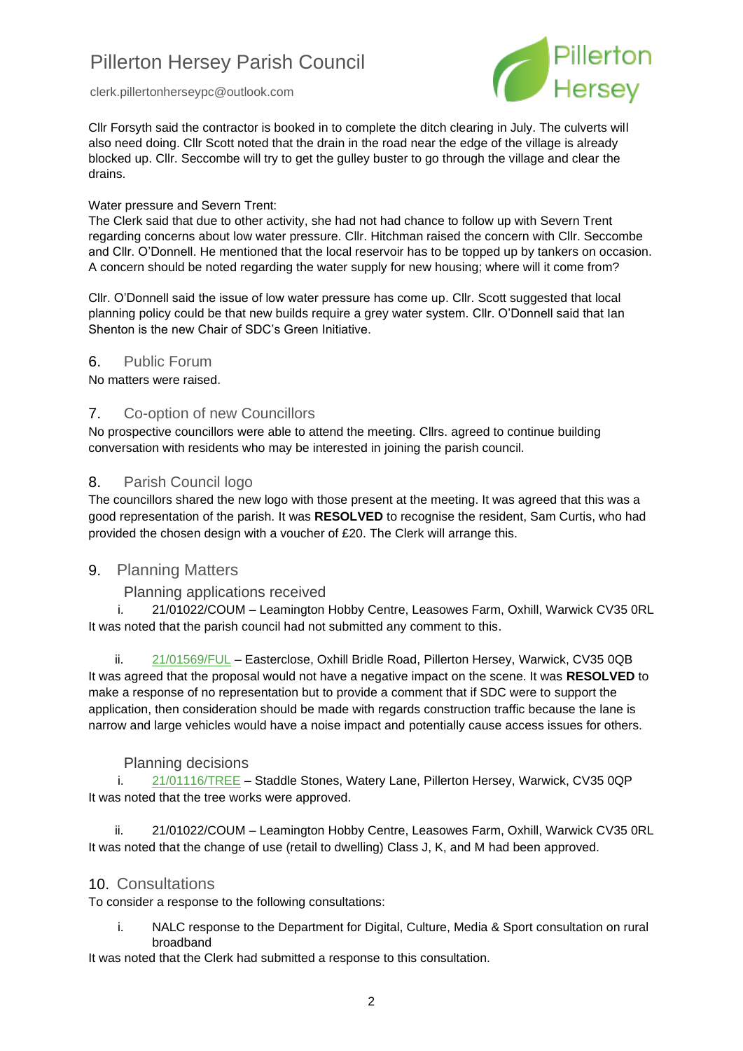Cllr Forsyth said the contractor is booked in to complete the ditch clearing in July. The culverts will also need doing. Cllr Scott noted that the drain in the road near the edge of the village is already blocked up. Cllr. Seccombe will try to get the gulley buster to go through the village and clear the drains.

Water pressure and Severn Trent:
The Clerk said that due to other activity, she had not had chance to follow up with Severn Trent regarding concerns about low water pressure. Cllr. Hitchman raised the concern with Cllr. Seccombe and Cllr. O'Donnell. He mentioned that the local reservoir has to be topped up by tankers on occasion. A concern should be noted regarding the water supply for new housing; where will it come from?

Cllr. O'Donnell said the issue of low water pressure has come up. Cllr. Scott suggested that local planning policy could be that new builds require a grey water system. Cllr. O'Donnell said that Ian Shenton is the new Chair of SDC's Green Initiative.

## 6. Public Forum

No matters were raised.

## 7. Co-option of new Councillors

No prospective councillors were able to attend the meeting. Cllrs. agreed to continue building conversation with residents who may be interested in joining the parish council.

## 8. Parish Council logo

The councillors shared the new logo with those present at the meeting. It was agreed that this was a good representation of the parish. It was **RESOLVED** to recognise the resident, Sam Curtis, who had provided the chosen design with a voucher of £20. The Clerk will arrange this.

## 9. Planning Matters

### Planning applications received

i. 21/01022/COUM – Leamington Hobby Centre, Leasowes Farm, Oxhill, Warwick CV35 0RL
It was noted that the parish council had not submitted any comment to this.

ii. 21/01569/FUL – Easterclose, Oxhill Bridle Road, Pillerton Hersey, Warwick, CV35 0QB
It was agreed that the proposal would not have a negative impact on the scene. It was **RESOLVED** to make a response of no representation but to provide a comment that if SDC were to support the application, then consideration should be made with regards construction traffic because the lane is narrow and large vehicles would have a noise impact and potentially cause access issues for others.

### Planning decisions

i. 21/01116/TREE – Staddle Stones, Watery Lane, Pillerton Hersey, Warwick, CV35 0QP
It was noted that the tree works were approved.

ii. 21/01022/COUM – Leamington Hobby Centre, Leasowes Farm, Oxhill, Warwick CV35 0RL
It was noted that the change of use (retail to dwelling) Class J, K, and M had been approved.

## 10. Consultations

To consider a response to the following consultations:

i. NALC response to the Department for Digital, Culture, Media & Sport consultation on rural broadband

It was noted that the Clerk had submitted a response to this consultation.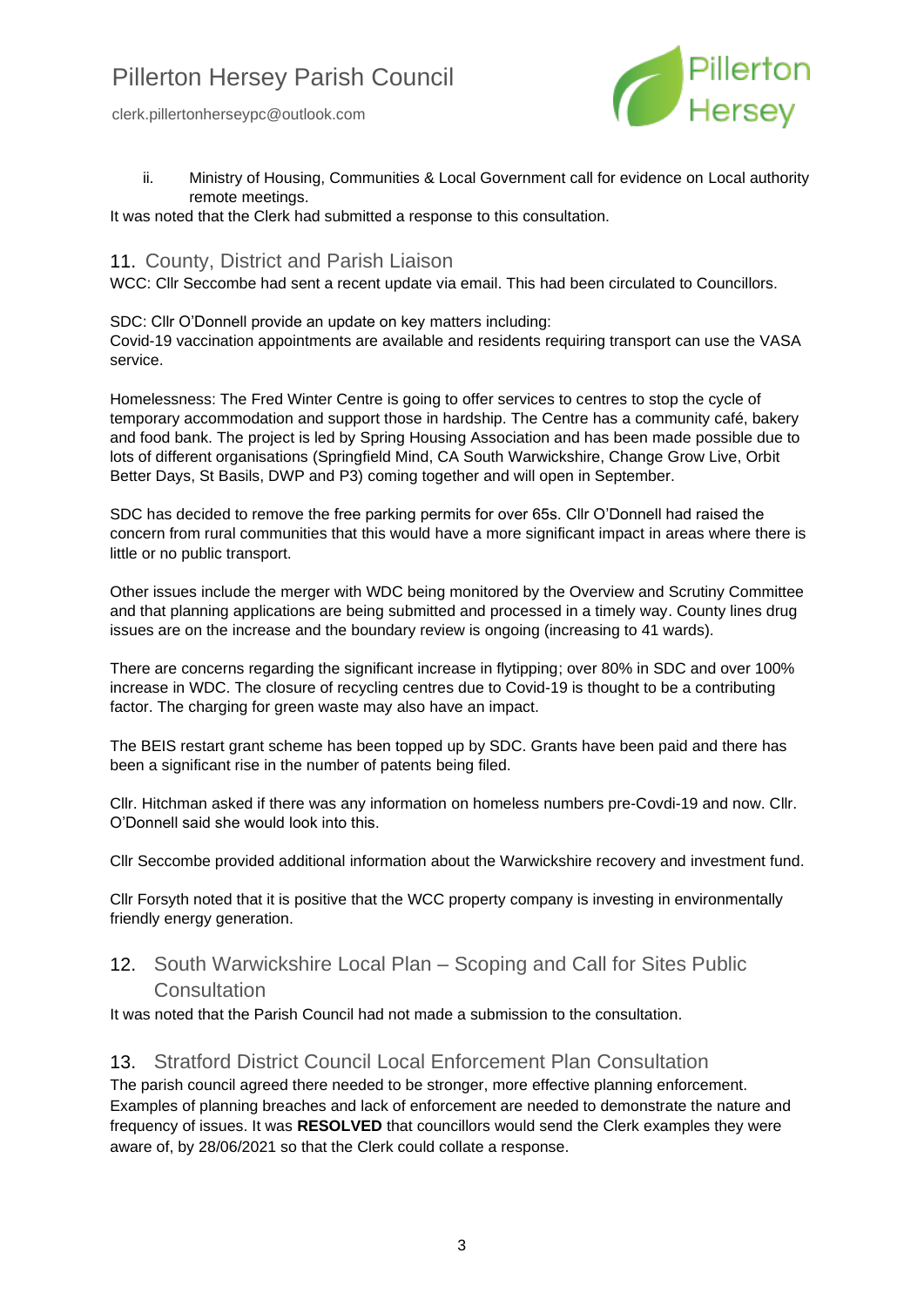ii. Ministry of Housing, Communities & Local Government call for evidence on Local authority remote meetings.

It was noted that the Clerk had submitted a response to this consultation.

## 11. County, District and Parish Liaison

WCC: Cllr Seccombe had sent a recent update via email. This had been circulated to Councillors.

SDC: Cllr O'Donnell provide an update on key matters including:
Covid-19 vaccination appointments are available and residents requiring transport can use the VASA service.

Homelessness: The Fred Winter Centre is going to offer services to centres to stop the cycle of temporary accommodation and support those in hardship. The Centre has a community café, bakery and food bank. The project is led by Spring Housing Association and has been made possible due to lots of different organisations (Springfield Mind, CA South Warwickshire, Change Grow Live, Orbit Better Days, St Basils, DWP and P3) coming together and will open in September.

SDC has decided to remove the free parking permits for over 65s. Cllr O'Donnell had raised the concern from rural communities that this would have a more significant impact in areas where there is little or no public transport.

Other issues include the merger with WDC being monitored by the Overview and Scrutiny Committee and that planning applications are being submitted and processed in a timely way. County lines drug issues are on the increase and the boundary review is ongoing (increasing to 41 wards).

There are concerns regarding the significant increase in flytipping; over 80% in SDC and over 100% increase in WDC. The closure of recycling centres due to Covid-19 is thought to be a contributing factor. The charging for green waste may also have an impact.

The BEIS restart grant scheme has been topped up by SDC. Grants have been paid and there has been a significant rise in the number of patents being filed.

Cllr. Hitchman asked if there was any information on homeless numbers pre-Covdi-19 and now. Cllr. O'Donnell said she would look into this.

Cllr Seccombe provided additional information about the Warwickshire recovery and investment fund.

Cllr Forsyth noted that it is positive that the WCC property company is investing in environmentally friendly energy generation.

## 12. South Warwickshire Local Plan – Scoping and Call for Sites Public Consultation

It was noted that the Parish Council had not made a submission to the consultation.

## 13. Stratford District Council Local Enforcement Plan Consultation

The parish council agreed there needed to be stronger, more effective planning enforcement. Examples of planning breaches and lack of enforcement are needed to demonstrate the nature and frequency of issues. It was **RESOLVED** that councillors would send the Clerk examples they were aware of, by 28/06/2021 so that the Clerk could collate a response.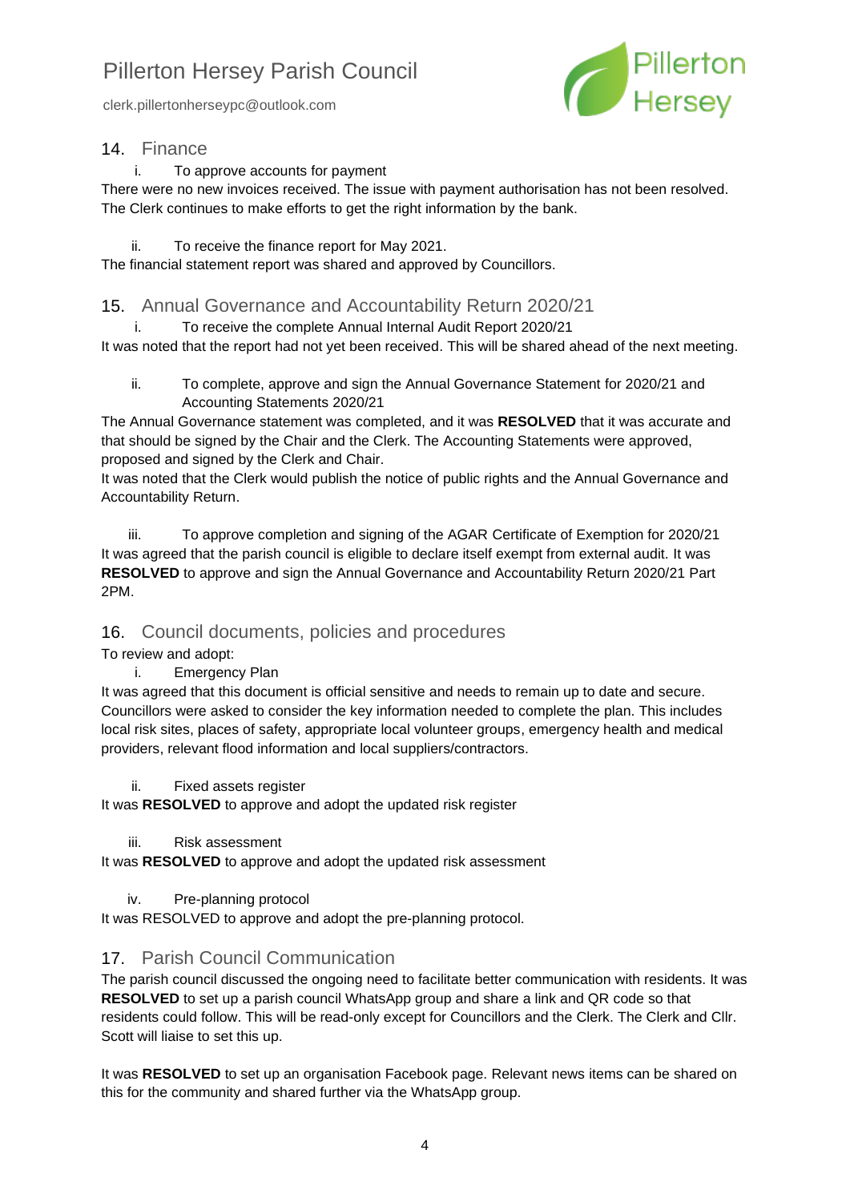## 14. Finance

i. To approve accounts for payment

There were no new invoices received. The issue with payment authorisation has not been resolved. The Clerk continues to make efforts to get the right information by the bank.

ii. To receive the finance report for May 2021.

The financial statement report was shared and approved by Councillors.

## 15. Annual Governance and Accountability Return 2020/21

i. To receive the complete Annual Internal Audit Report 2020/21

It was noted that the report had not yet been received. This will be shared ahead of the next meeting.

ii. To complete, approve and sign the Annual Governance Statement for 2020/21 and Accounting Statements 2020/21

The Annual Governance statement was completed, and it was **RESOLVED** that it was accurate and that should be signed by the Chair and the Clerk. The Accounting Statements were approved, proposed and signed by the Clerk and Chair.

It was noted that the Clerk would publish the notice of public rights and the Annual Governance and Accountability Return.

iii. To approve completion and signing of the AGAR Certificate of Exemption for 2020/21

It was agreed that the parish council is eligible to declare itself exempt from external audit. It was **RESOLVED** to approve and sign the Annual Governance and Accountability Return 2020/21 Part 2PM.

## 16. Council documents, policies and procedures

To review and adopt:

i. Emergency Plan

It was agreed that this document is official sensitive and needs to remain up to date and secure. Councillors were asked to consider the key information needed to complete the plan. This includes local risk sites, places of safety, appropriate local volunteer groups, emergency health and medical providers, relevant flood information and local suppliers/contractors.

ii. Fixed assets register

It was **RESOLVED** to approve and adopt the updated risk register

iii. Risk assessment

It was **RESOLVED** to approve and adopt the updated risk assessment

iv. Pre-planning protocol

It was RESOLVED to approve and adopt the pre-planning protocol.

## 17. Parish Council Communication

The parish council discussed the ongoing need to facilitate better communication with residents. It was **RESOLVED** to set up a parish council WhatsApp group and share a link and QR code so that residents could follow. This will be read-only except for Councillors and the Clerk. The Clerk and Cllr. Scott will liaise to set this up.

It was **RESOLVED** to set up an organisation Facebook page. Relevant news items can be shared on this for the community and shared further via the WhatsApp group.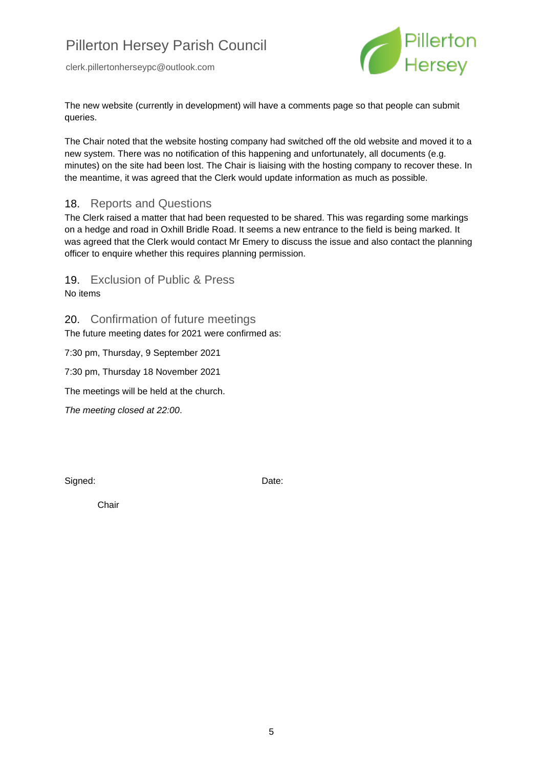The new website (currently in development) will have a comments page so that people can submit queries.

The Chair noted that the website hosting company had switched off the old website and moved it to a new system. There was no notification of this happening and unfortunately, all documents (e.g. minutes) on the site had been lost. The Chair is liaising with the hosting company to recover these. In the meantime, it was agreed that the Clerk would update information as much as possible.

## 18. Reports and Questions

The Clerk raised a matter that had been requested to be shared. This was regarding some markings on a hedge and road in Oxhill Bridle Road. It seems a new entrance to the field is being marked. It was agreed that the Clerk would contact Mr Emery to discuss the issue and also contact the planning officer to enquire whether this requires planning permission.

## 19. Exclusion of Public & Press

No items

## 20. Confirmation of future meetings

The future meeting dates for 2021 were confirmed as:

7:30 pm, Thursday, 9 September 2021

7:30 pm, Thursday 18 November 2021

The meetings will be held at the church.

*The meeting closed at 22:00*.

Signed: Date:

Chair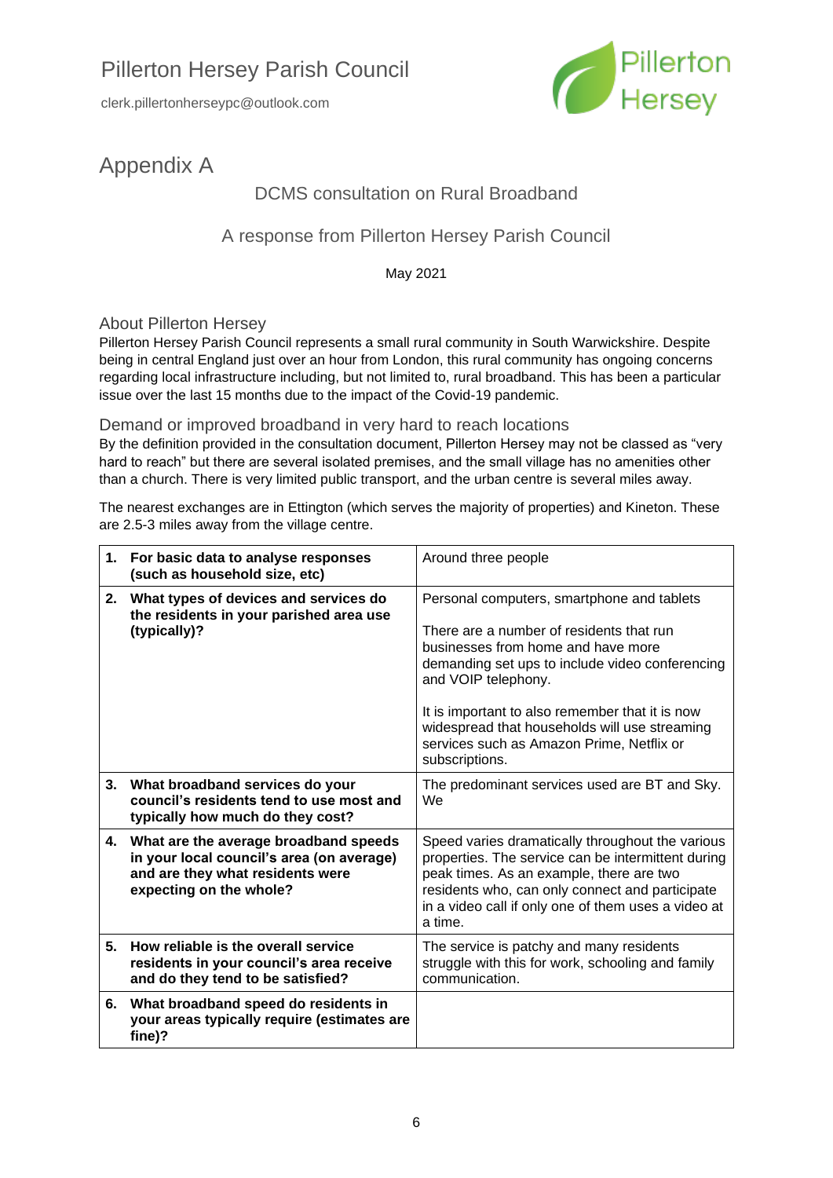Pillerton Hersey Parish Council

clerk.pillertonherseypc@outlook.com

# Appendix A

## DCMS consultation on Rural Broadband

## A response from Pillerton Hersey Parish Council

May 2021

### About Pillerton Hersey

Pillerton Hersey Parish Council represents a small rural community in South Warwickshire. Despite being in central England just over an hour from London, this rural community has ongoing concerns regarding local infrastructure including, but not limited to, rural broadband. This has been a particular issue over the last 15 months due to the impact of the Covid-19 pandemic.

### Demand or improved broadband in very hard to reach locations

By the definition provided in the consultation document, Pillerton Hersey may not be classed as "very hard to reach" but there are several isolated premises, and the small village has no amenities other than a church. There is very limited public transport, and the urban centre is several miles away.

The nearest exchanges are in Ettington (which serves the majority of properties) and Kineton. These are 2.5-3 miles away from the village centre.

| Question | Response |
|---|---|
| **1. For basic data to analyse responses (such as household size, etc)** | Around three people |
| **2. What types of devices and services do the residents in your parished area use (typically)?** | Personal computers, smartphone and tablets<br><br>There are a number of residents that run businesses from home and have more demanding set ups to include video conferencing and VOIP telephony.<br><br>It is important to also remember that it is now widespread that households will use streaming services such as Amazon Prime, Netflix or subscriptions. |
| **3. What broadband services do your council's residents tend to use most and typically how much do they cost?** | The predominant services used are BT and Sky. We |
| **4. What are the average broadband speeds in your local council's area (on average) and are they what residents were expecting on the whole?** | Speed varies dramatically throughout the various properties. The service can be intermittent during peak times. As an example, there are two residents who, can only connect and participate in a video call if only one of them uses a video at a time. |
| **5. How reliable is the overall service residents in your council's area receive and do they tend to be satisfied?** | The service is patchy and many residents struggle with this for work, schooling and family communication. |
| **6. What broadband speed do residents in your areas typically require (estimates are fine)?** | |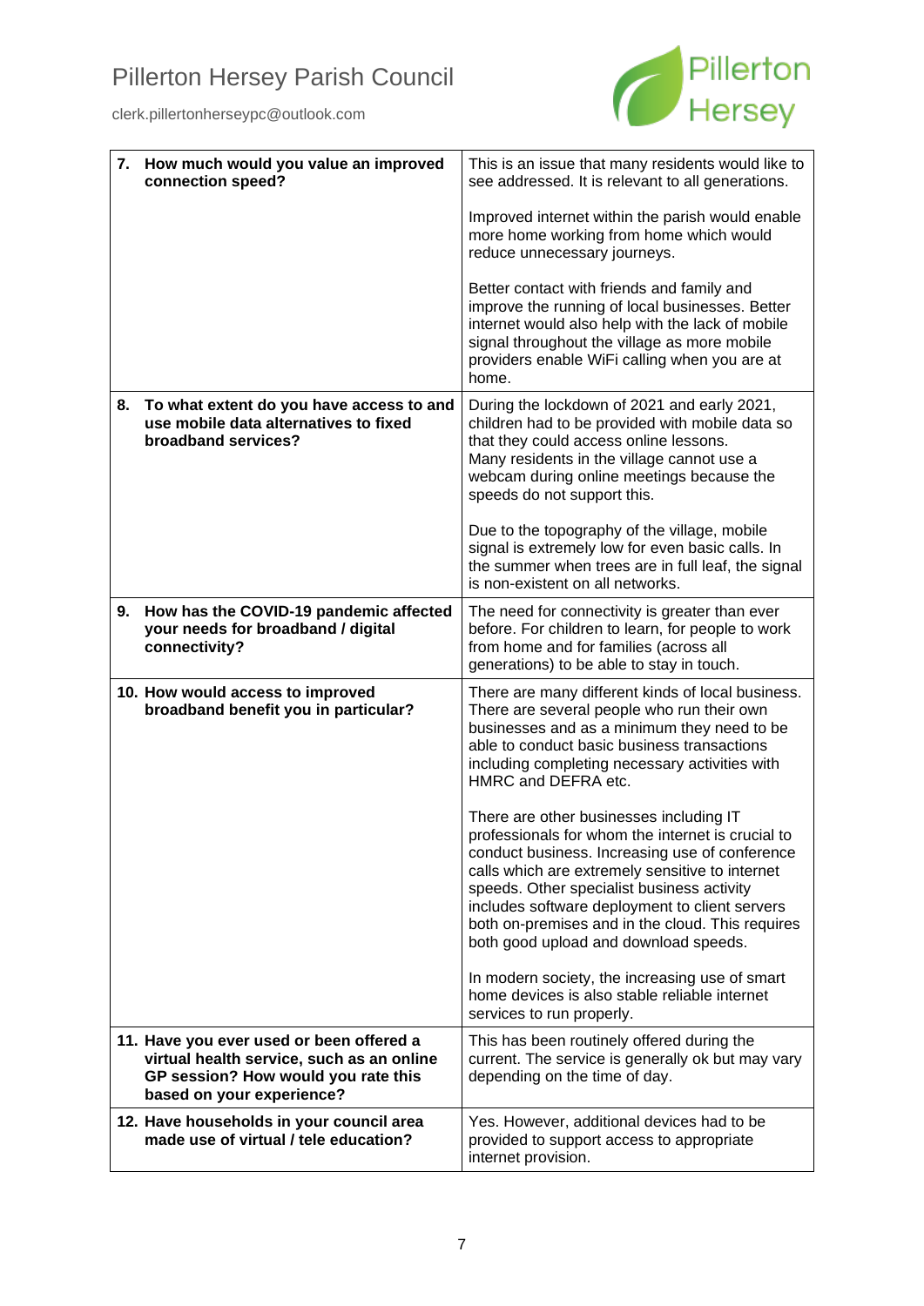| | |
|---|---|
| **7. How much would you value an improved connection speed?** | This is an issue that many residents would like to see addressed. It is relevant to all generations.<br><br>Improved internet within the parish would enable more home working from home which would reduce unnecessary journeys.<br><br>Better contact with friends and family and improve the running of local businesses. Better internet would also help with the lack of mobile signal throughout the village as more mobile providers enable WiFi calling when you are at home. |
| **8. To what extent do you have access to and use mobile data alternatives to fixed broadband services?** | During the lockdown of 2021 and early 2021, children had to be provided with mobile data so that they could access online lessons.<br>Many residents in the village cannot use a webcam during online meetings because the speeds do not support this.<br><br>Due to the topography of the village, mobile signal is extremely low for even basic calls. In the summer when trees are in full leaf, the signal is non-existent on all networks. |
| **9. How has the COVID-19 pandemic affected your needs for broadband / digital connectivity?** | The need for connectivity is greater than ever before. For children to learn, for people to work from home and for families (across all generations) to be able to stay in touch. |
| **10. How would access to improved broadband benefit you in particular?** | There are many different kinds of local business. There are several people who run their own businesses and as a minimum they need to be able to conduct basic business transactions including completing necessary activities with HMRC and DEFRA etc.<br><br>There are other businesses including IT professionals for whom the internet is crucial to conduct business. Increasing use of conference calls which are extremely sensitive to internet speeds. Other specialist business activity includes software deployment to client servers both on-premises and in the cloud. This requires both good upload and download speeds.<br><br>In modern society, the increasing use of smart home devices is also stable reliable internet services to run properly. |
| **11. Have you ever used or been offered a virtual health service, such as an online GP session? How would you rate this based on your experience?** | This has been routinely offered during the current. The service is generally ok but may vary depending on the time of day. |
| **12. Have households in your council area made use of virtual / tele education?** | Yes. However, additional devices had to be provided to support access to appropriate internet provision. |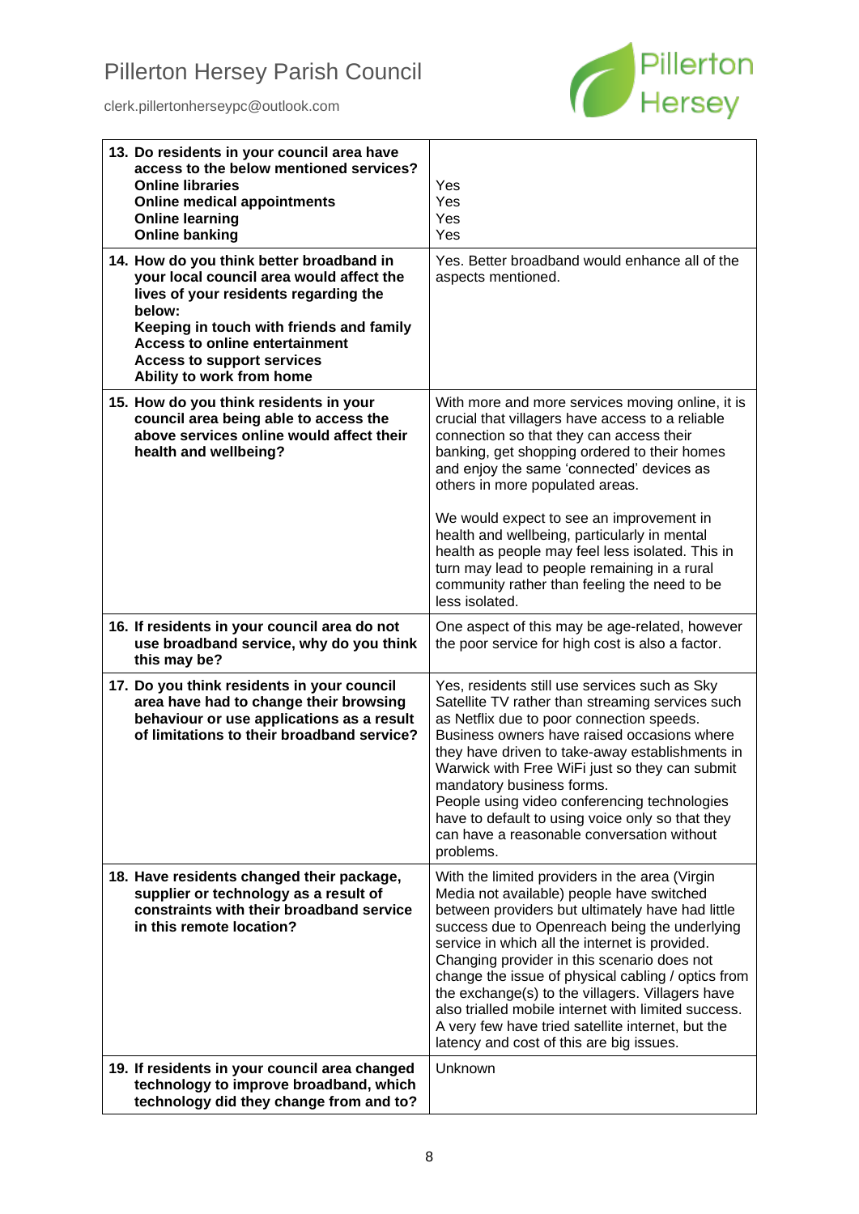| Question | Response |
| --- | --- |
| **13. Do residents in your council area have access to the below mentioned services?**<br>**Online libraries**<br>**Online medical appointments**<br>**Online learning**<br>**Online banking** | <br><br>Yes<br>Yes<br>Yes<br>Yes |
| **14. How do you think better broadband in your local council area would affect the lives of your residents regarding the below:**<br>**Keeping in touch with friends and family**<br>**Access to online entertainment**<br>**Access to support services**<br>**Ability to work from home** | Yes. Better broadband would enhance all of the aspects mentioned. |
| **15. How do you think residents in your council area being able to access the above services online would affect their health and wellbeing?** | With more and more services moving online, it is crucial that villagers have access to a reliable connection so that they can access their banking, get shopping ordered to their homes and enjoy the same 'connected' devices as others in more populated areas.<br><br>We would expect to see an improvement in health and wellbeing, particularly in mental health as people may feel less isolated. This in turn may lead to people remaining in a rural community rather than feeling the need to be less isolated. |
| **16. If residents in your council area do not use broadband service, why do you think this may be?** | One aspect of this may be age-related, however the poor service for high cost is also a factor. |
| **17. Do you think residents in your council area have had to change their browsing behaviour or use applications as a result of limitations to their broadband service?** | Yes, residents still use services such as Sky Satellite TV rather than streaming services such as Netflix due to poor connection speeds. Business owners have raised occasions where they have driven to take-away establishments in Warwick with Free WiFi just so they can submit mandatory business forms.<br>People using video conferencing technologies have to default to using voice only so that they can have a reasonable conversation without problems. |
| **18. Have residents changed their package, supplier or technology as a result of constraints with their broadband service in this remote location?** | With the limited providers in the area (Virgin Media not available) people have switched between providers but ultimately have had little success due to Openreach being the underlying service in which all the internet is provided. Changing provider in this scenario does not change the issue of physical cabling / optics from the exchange(s) to the villagers. Villagers have also trialled mobile internet with limited success. A very few have tried satellite internet, but the latency and cost of this are big issues. |
| **19. If residents in your council area changed technology to improve broadband, which technology did they change from and to?** | Unknown |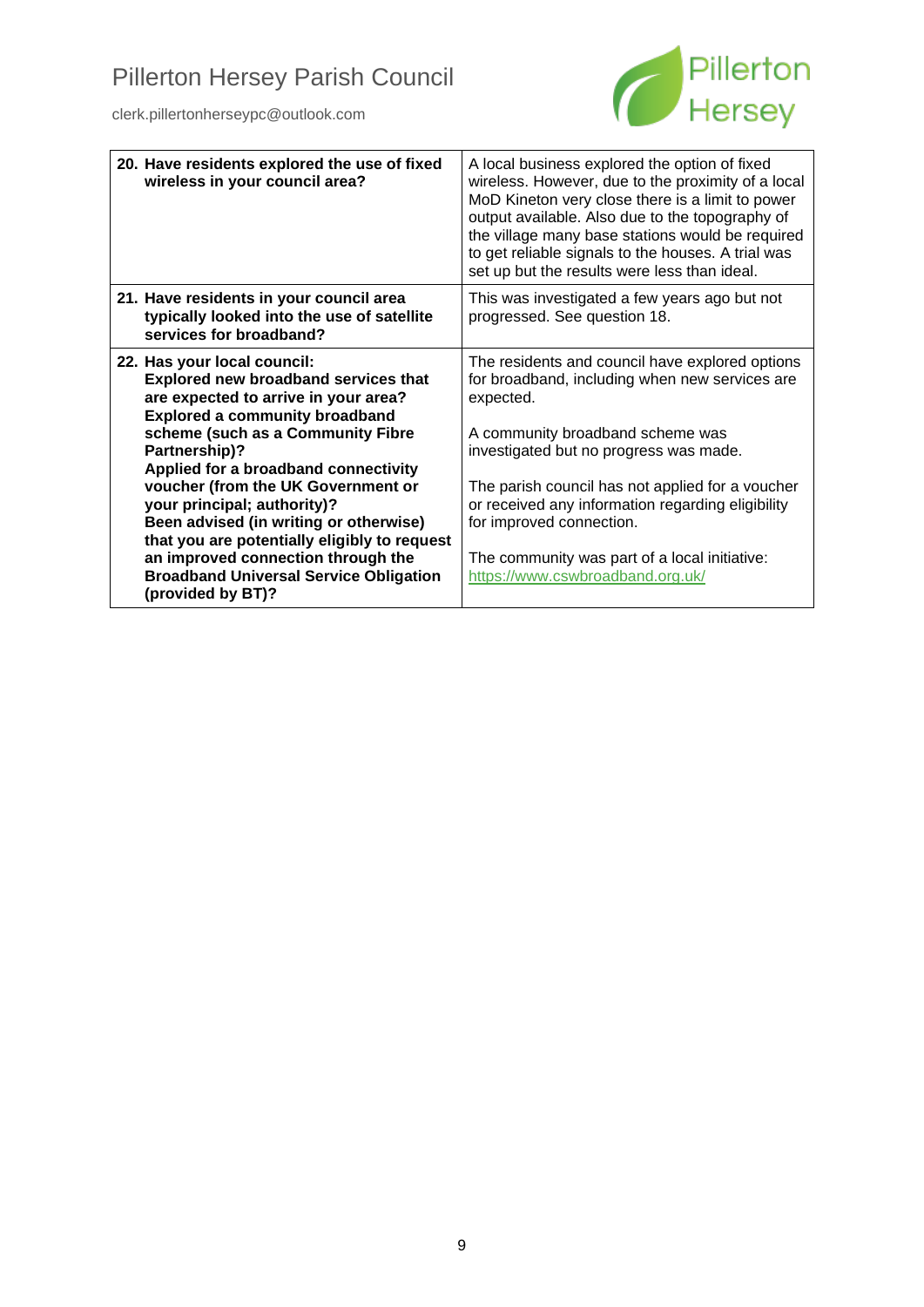| **20. Have residents explored the use of fixed wireless in your council area?** | A local business explored the option of fixed wireless. However, due to the proximity of a local MoD Kineton very close there is a limit to power output available. Also due to the topography of the village many base stations would be required to get reliable signals to the houses. A trial was set up but the results were less than ideal. |
|---|---|
| **21. Have residents in your council area typically looked into the use of satellite services for broadband?** | This was investigated a few years ago but not progressed. See question 18. |
| **22. Has your local council:** **Explored new broadband services that are expected to arrive in your area?** **Explored a community broadband scheme (such as a Community Fibre Partnership)?** **Applied for a broadband connectivity voucher (from the UK Government or your principal; authority)?** **Been advised (in writing or otherwise) that you are potentially eligibly to request an improved connection through the Broadband Universal Service Obligation (provided by BT)?** | The residents and council have explored options for broadband, including when new services are expected.<br><br>A community broadband scheme was investigated but no progress was made.<br><br>The parish council has not applied for a voucher or received any information regarding eligibility for improved connection.<br><br>The community was part of a local initiative: https://www.cswbroadband.org.uk/ |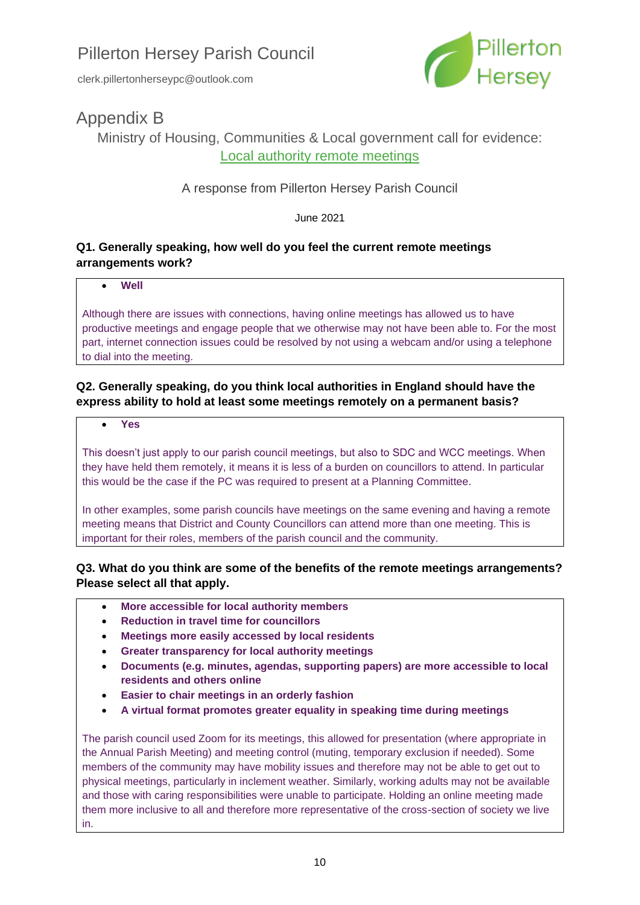Pillerton Hersey Parish Council

clerk.pillertonherseypc@outlook.com

# Appendix B

## Ministry of Housing, Communities & Local government call for evidence: Local authority remote meetings

A response from Pillerton Hersey Parish Council

June 2021

**Q1. Generally speaking, how well do you feel the current remote meetings arrangements work?**

- **Well**

Although there are issues with connections, having online meetings has allowed us to have productive meetings and engage people that we otherwise may not have been able to. For the most part, internet connection issues could be resolved by not using a webcam and/or using a telephone to dial into the meeting.

**Q2. Generally speaking, do you think local authorities in England should have the express ability to hold at least some meetings remotely on a permanent basis?**

- **Yes**

This doesn't just apply to our parish council meetings, but also to SDC and WCC meetings. When they have held them remotely, it means it is less of a burden on councillors to attend. In particular this would be the case if the PC was required to present at a Planning Committee.

In other examples, some parish councils have meetings on the same evening and having a remote meeting means that District and County Councillors can attend more than one meeting. This is important for their roles, members of the parish council and the community.

**Q3. What do you think are some of the benefits of the remote meetings arrangements? Please select all that apply.**

- **More accessible for local authority members**
- **Reduction in travel time for councillors**
- **Meetings more easily accessed by local residents**
- **Greater transparency for local authority meetings**
- **Documents (e.g. minutes, agendas, supporting papers) are more accessible to local residents and others online**
- **Easier to chair meetings in an orderly fashion**
- **A virtual format promotes greater equality in speaking time during meetings**

The parish council used Zoom for its meetings, this allowed for presentation (where appropriate in the Annual Parish Meeting) and meeting control (muting, temporary exclusion if needed). Some members of the community may have mobility issues and therefore may not be able to get out to physical meetings, particularly in inclement weather. Similarly, working adults may not be available and those with caring responsibilities were unable to participate. Holding an online meeting made them more inclusive to all and therefore more representative of the cross-section of society we live in.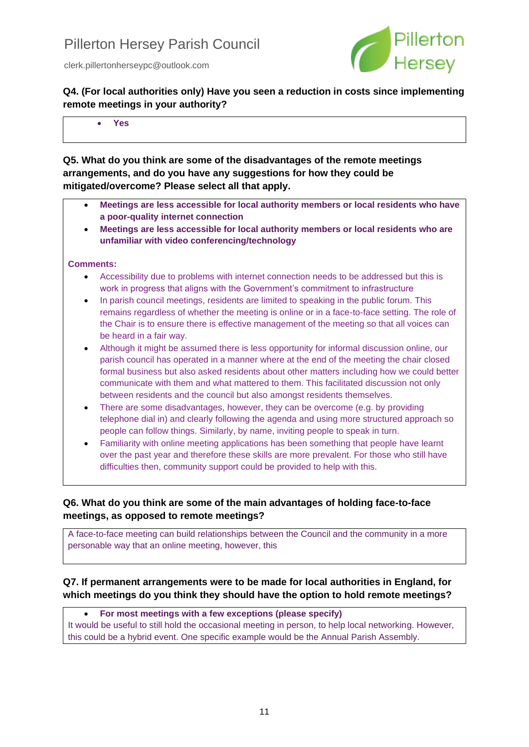**Q4. (For local authorities only) Have you seen a reduction in costs since implementing remote meetings in your authority?**

- **Yes**

**Q5. What do you think are some of the disadvantages of the remote meetings arrangements, and do you have any suggestions for how they could be mitigated/overcome? Please select all that apply.**

- **Meetings are less accessible for local authority members or local residents who have a poor-quality internet connection**
- **Meetings are less accessible for local authority members or local residents who are unfamiliar with video conferencing/technology**

**Comments:**

- Accessibility due to problems with internet connection needs to be addressed but this is work in progress that aligns with the Government's commitment to infrastructure
- In parish council meetings, residents are limited to speaking in the public forum. This remains regardless of whether the meeting is online or in a face-to-face setting. The role of the Chair is to ensure there is effective management of the meeting so that all voices can be heard in a fair way.
- Although it might be assumed there is less opportunity for informal discussion online, our parish council has operated in a manner where at the end of the meeting the chair closed formal business but also asked residents about other matters including how we could better communicate with them and what mattered to them. This facilitated discussion not only between residents and the council but also amongst residents themselves.
- There are some disadvantages, however, they can be overcome (e.g. by providing telephone dial in) and clearly following the agenda and using more structured approach so people can follow things. Similarly, by name, inviting people to speak in turn.
- Familiarity with online meeting applications has been something that people have learnt over the past year and therefore these skills are more prevalent. For those who still have difficulties then, community support could be provided to help with this.

**Q6. What do you think are some of the main advantages of holding face-to-face meetings, as opposed to remote meetings?**

A face-to-face meeting can build relationships between the Council and the community in a more personable way that an online meeting, however, this

**Q7. If permanent arrangements were to be made for local authorities in England, for which meetings do you think they should have the option to hold remote meetings?**

- **For most meetings with a few exceptions (please specify)**

It would be useful to still hold the occasional meeting in person, to help local networking. However, this could be a hybrid event. One specific example would be the Annual Parish Assembly.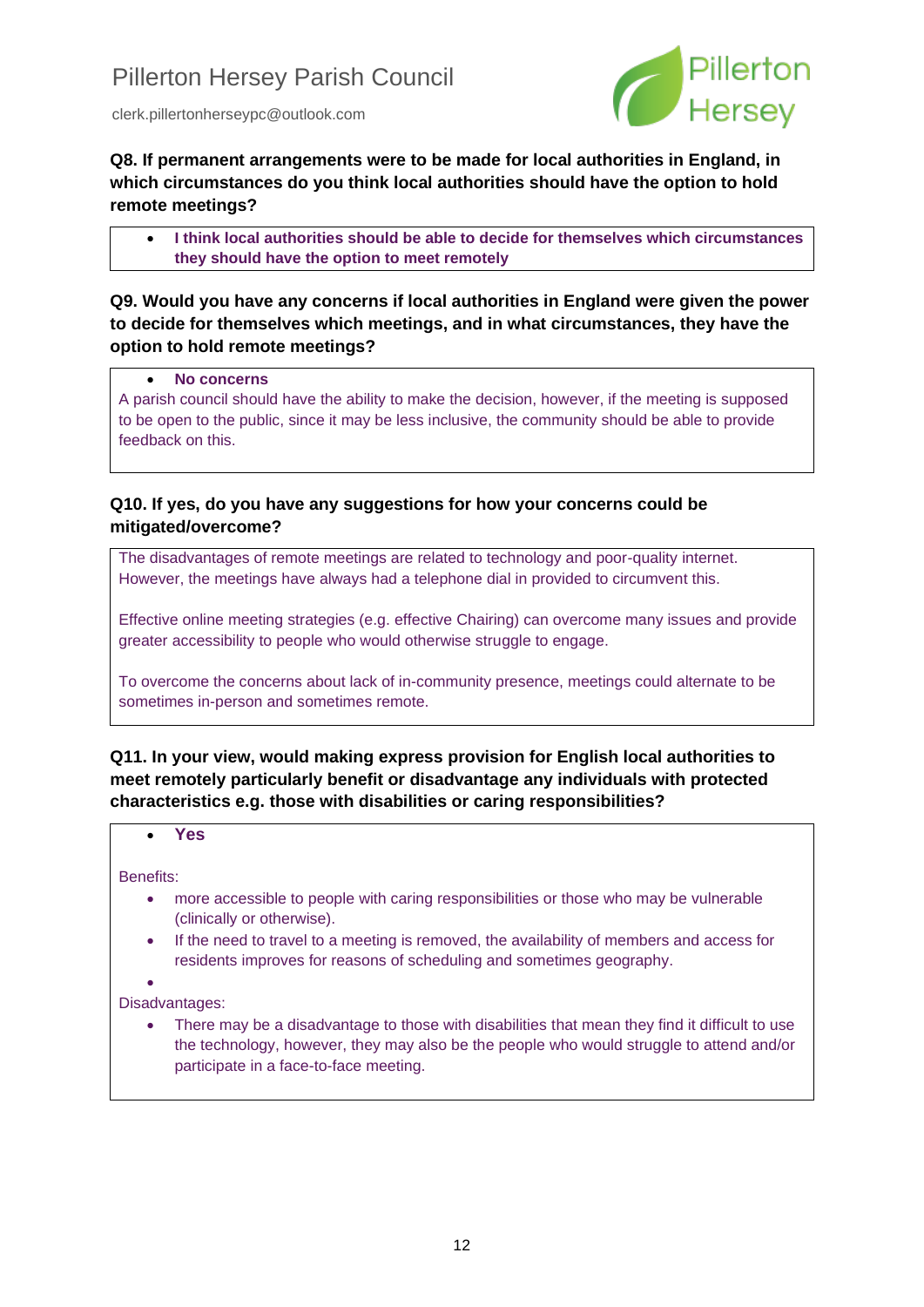**Q8. If permanent arrangements were to be made for local authorities in England, in which circumstances do you think local authorities should have the option to hold remote meetings?**

- **I think local authorities should be able to decide for themselves which circumstances they should have the option to meet remotely**

**Q9. Would you have any concerns if local authorities in England were given the power to decide for themselves which meetings, and in what circumstances, they have the option to hold remote meetings?**

- **No concerns**

A parish council should have the ability to make the decision, however, if the meeting is supposed to be open to the public, since it may be less inclusive, the community should be able to provide feedback on this.

**Q10. If yes, do you have any suggestions for how your concerns could be mitigated/overcome?**

The disadvantages of remote meetings are related to technology and poor-quality internet. However, the meetings have always had a telephone dial in provided to circumvent this.

Effective online meeting strategies (e.g. effective Chairing) can overcome many issues and provide greater accessibility to people who would otherwise struggle to engage.

To overcome the concerns about lack of in-community presence, meetings could alternate to be sometimes in-person and sometimes remote.

**Q11. In your view, would making express provision for English local authorities to meet remotely particularly benefit or disadvantage any individuals with protected characteristics e.g. those with disabilities or caring responsibilities?**

- **Yes**

Benefits:

- more accessible to people with caring responsibilities or those who may be vulnerable (clinically or otherwise).
- If the need to travel to a meeting is removed, the availability of members and access for residents improves for reasons of scheduling and sometimes geography.

Disadvantages:

- There may be a disadvantage to those with disabilities that mean they find it difficult to use the technology, however, they may also be the people who would struggle to attend and/or participate in a face-to-face meeting.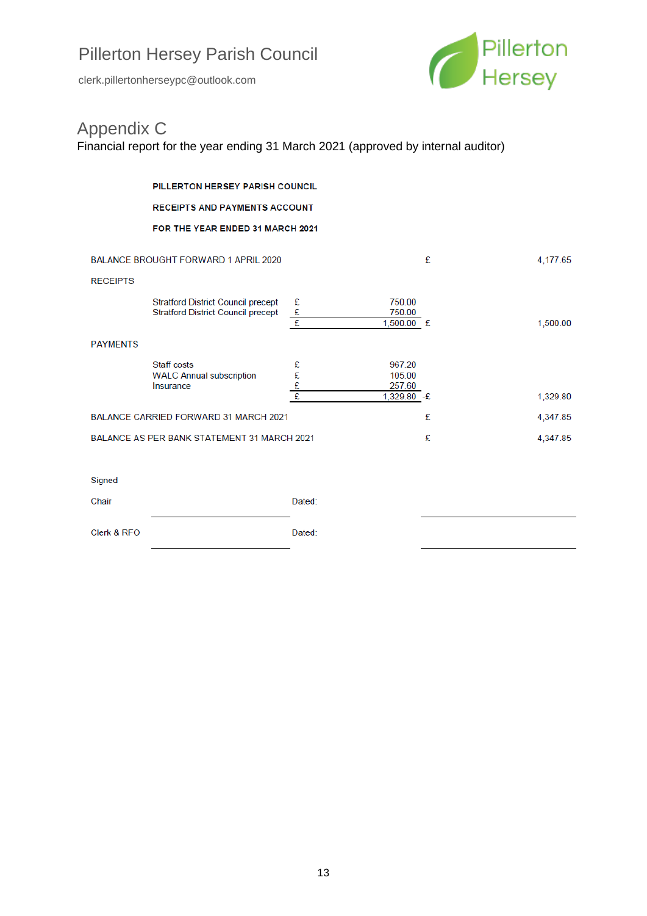Pillerton Hersey Parish Council

clerk.pillertonherseypc@outlook.com

# Appendix C

Financial report for the year ending 31 March 2021 (approved by internal auditor)

**PILLERTON HERSEY PARISH COUNCIL**

**RECEIPTS AND PAYMENTS ACCOUNT**

**FOR THE YEAR ENDED 31 MARCH 2021**

| | | | | | |
|---|---|---|---|---|---|
| BALANCE BROUGHT FORWARD 1 APRIL 2020 | | | | £ | 4,177.65 |
| RECEIPTS | | | | | |
| | Stratford District Council precept | £ | 750.00 | | |
| | Stratford District Council precept | £ | 750.00 | | |
| | | £ | 1,500.00 | £ | 1,500.00 |
| PAYMENTS | | | | | |
| | Staff costs | £ | 967.20 | | |
| | WALC Annual subscription | £ | 105.00 | | |
| | Insurance | £ | 257.60 | | |
| | | £ | 1,329.80 | -£ | 1,329.80 |
| BALANCE CARRIED FORWARD 31 MARCH 2021 | | | | £ | 4,347.85 |
| BALANCE AS PER BANK STATEMENT 31 MARCH 2021 | | | | £ | 4,347.85 |

Signed

Chair ____________________ Dated: ____________________

Clerk & RFO ____________________ Dated: ____________________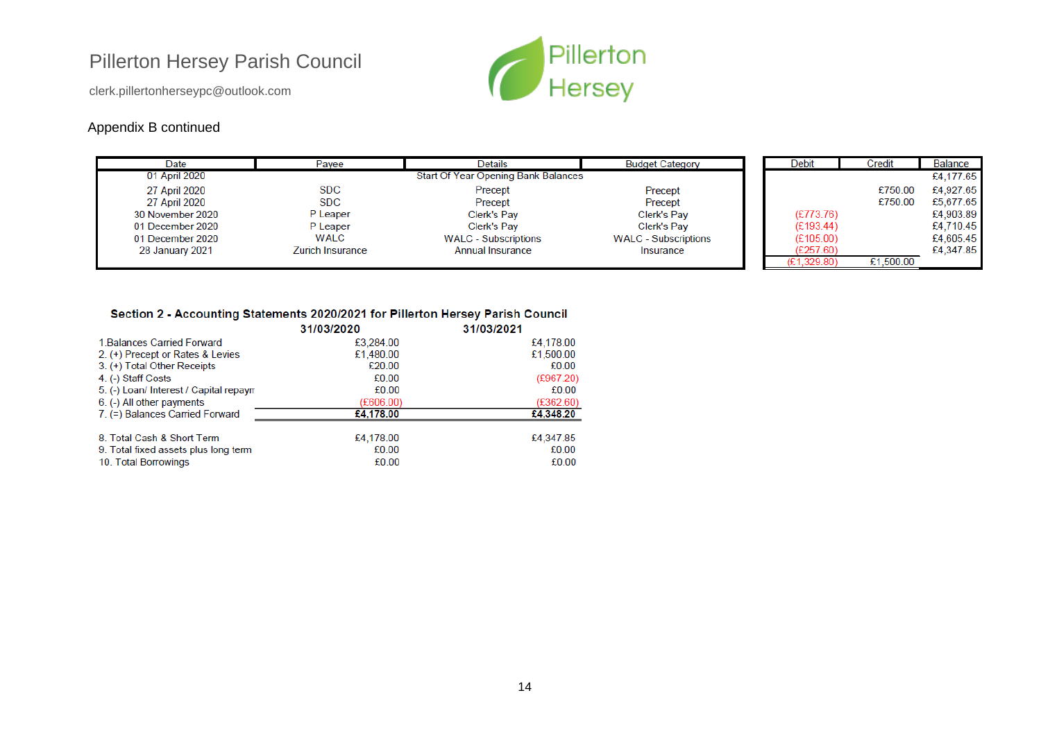Pillerton Hersey Parish Council

clerk.pillertonherseypc@outlook.com

Appendix B continued

| Date | Payee | Details | Budget Category | Debit | Credit | Balance |
|---|---|---|---|---|---|---|
| 01 April 2020 | | Start Of Year Opening Bank Balances | | | | £4,177.65 |
| 27 April 2020 | SDC | Precept | Precept | | £750.00 | £4,927.65 |
| 27 April 2020 | SDC | Precept | Precept | | £750.00 | £5,677.65 |
| 30 November 2020 | P Leaper | Clerk's Pay | Clerk's Pay | (£773.76) | | £4,903.89 |
| 01 December 2020 | P Leaper | Clerk's Pay | Clerk's Pay | (£193.44) | | £4,710.45 |
| 01 December 2020 | WALC | WALC - Subscriptions | WALC - Subscriptions | (£105.00) | | £4,605.45 |
| 28 January 2021 | Zurich Insurance | Annual Insurance | Insurance | (£257.60) | | £4,347.85 |
| | | | | (£1,329.80) | £1,500.00 | |

**Section 2 - Accounting Statements 2020/2021 for Pillerton Hersey Parish Council**

| | 31/03/2020 | 31/03/2021 |
|---|---|---|
| 1.Balances Carried Forward | £3,284.00 | £4,178.00 |
| 2. (+) Precept or Rates & Levies | £1,480.00 | £1,500.00 |
| 3. (+) Total Other Receipts | £20.00 | £0.00 |
| 4. (-) Staff Costs | £0.00 | (£967.20) |
| 5. (-) Loan/ Interest / Capital repaym | £0.00 | £0.00 |
| 6. (-) All other payments | (£606.00) | (£362.60) |
| 7. (=) Balances Carried Forward | **£4,178.00** | **£4,348.20** |
| | | |
| 8. Total Cash & Short Term | £4,178.00 | £4,347.85 |
| 9. Total fixed assets plus long term | £0.00 | £0.00 |
| 10. Total Borrowings | £0.00 | £0.00 |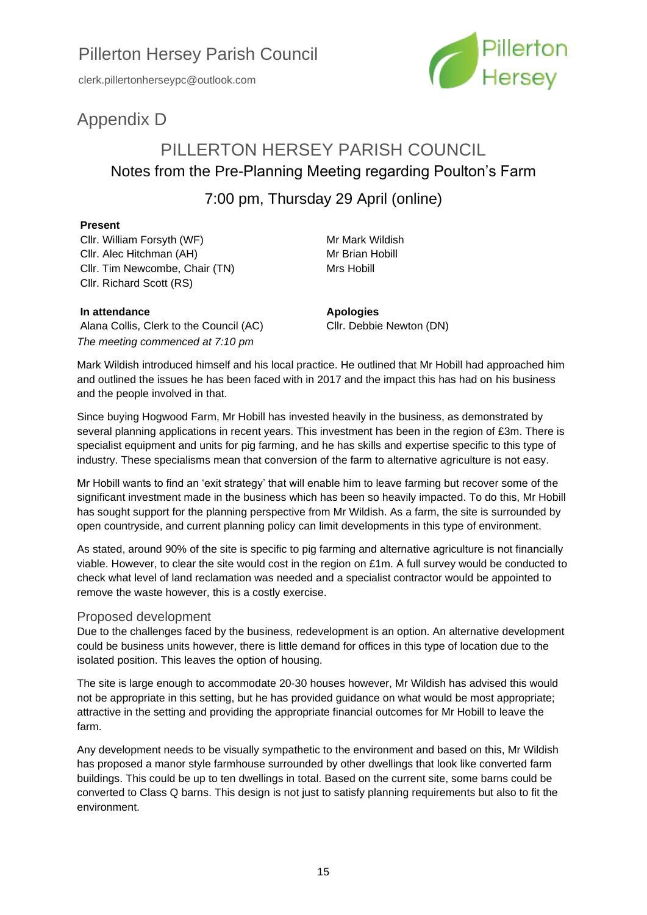Pillerton Hersey Parish Council

clerk.pillertonherseypc@outlook.com

# Appendix D

## PILLERTON HERSEY PARISH COUNCIL

### Notes from the Pre-Planning Meeting regarding Poulton's Farm

### 7:00 pm, Thursday 29 April (online)

**Present**

Cllr. William Forsyth (WF)
Cllr. Alec Hitchman (AH)
Cllr. Tim Newcombe, Chair (TN)
Cllr. Richard Scott (RS)

Mr Mark Wildish
Mr Brian Hobill
Mrs Hobill

**In attendance**

Alana Collis, Clerk to the Council (AC)

**Apologies**

Cllr. Debbie Newton (DN)

*The meeting commenced at 7:10 pm*

Mark Wildish introduced himself and his local practice. He outlined that Mr Hobill had approached him and outlined the issues he has been faced with in 2017 and the impact this has had on his business and the people involved in that.

Since buying Hogwood Farm, Mr Hobill has invested heavily in the business, as demonstrated by several planning applications in recent years. This investment has been in the region of £3m. There is specialist equipment and units for pig farming, and he has skills and expertise specific to this type of industry. These specialisms mean that conversion of the farm to alternative agriculture is not easy.

Mr Hobill wants to find an 'exit strategy' that will enable him to leave farming but recover some of the significant investment made in the business which has been so heavily impacted. To do this, Mr Hobill has sought support for the planning perspective from Mr Wildish. As a farm, the site is surrounded by open countryside, and current planning policy can limit developments in this type of environment.

As stated, around 90% of the site is specific to pig farming and alternative agriculture is not financially viable. However, to clear the site would cost in the region on £1m. A full survey would be conducted to check what level of land reclamation was needed and a specialist contractor would be appointed to remove the waste however, this is a costly exercise.

### Proposed development

Due to the challenges faced by the business, redevelopment is an option. An alternative development could be business units however, there is little demand for offices in this type of location due to the isolated position. This leaves the option of housing.

The site is large enough to accommodate 20-30 houses however, Mr Wildish has advised this would not be appropriate in this setting, but he has provided guidance on what would be most appropriate; attractive in the setting and providing the appropriate financial outcomes for Mr Hobill to leave the farm.

Any development needs to be visually sympathetic to the environment and based on this, Mr Wildish has proposed a manor style farmhouse surrounded by other dwellings that look like converted farm buildings. This could be up to ten dwellings in total. Based on the current site, some barns could be converted to Class Q barns. This design is not just to satisfy planning requirements but also to fit the environment.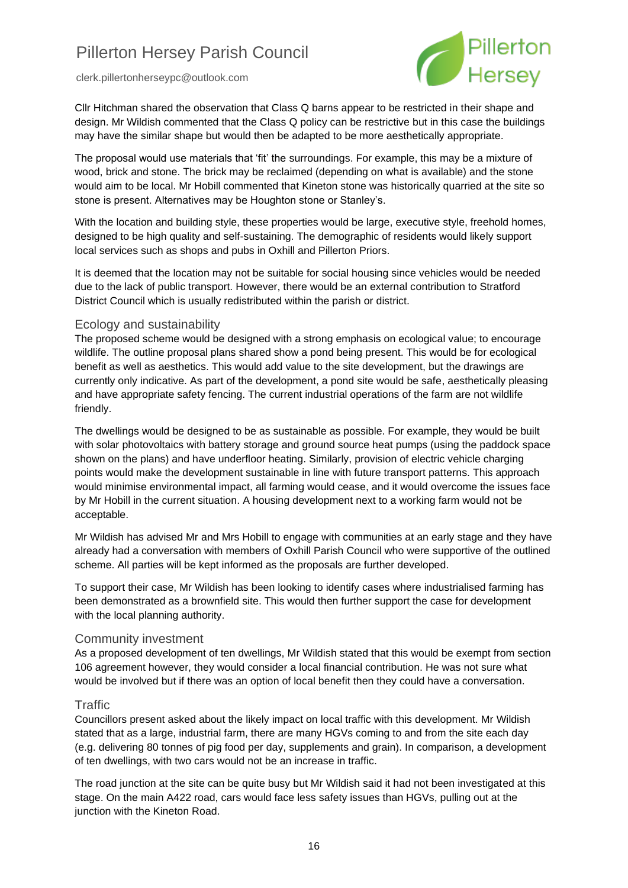Cllr Hitchman shared the observation that Class Q barns appear to be restricted in their shape and design. Mr Wildish commented that the Class Q policy can be restrictive but in this case the buildings may have the similar shape but would then be adapted to be more aesthetically appropriate.

The proposal would use materials that 'fit' the surroundings. For example, this may be a mixture of wood, brick and stone. The brick may be reclaimed (depending on what is available) and the stone would aim to be local. Mr Hobill commented that Kineton stone was historically quarried at the site so stone is present. Alternatives may be Houghton stone or Stanley's.

With the location and building style, these properties would be large, executive style, freehold homes, designed to be high quality and self-sustaining. The demographic of residents would likely support local services such as shops and pubs in Oxhill and Pillerton Priors.

It is deemed that the location may not be suitable for social housing since vehicles would be needed due to the lack of public transport. However, there would be an external contribution to Stratford District Council which is usually redistributed within the parish or district.

## Ecology and sustainability

The proposed scheme would be designed with a strong emphasis on ecological value; to encourage wildlife. The outline proposal plans shared show a pond being present. This would be for ecological benefit as well as aesthetics. This would add value to the site development, but the drawings are currently only indicative. As part of the development, a pond site would be safe, aesthetically pleasing and have appropriate safety fencing. The current industrial operations of the farm are not wildlife friendly.

The dwellings would be designed to be as sustainable as possible. For example, they would be built with solar photovoltaics with battery storage and ground source heat pumps (using the paddock space shown on the plans) and have underfloor heating. Similarly, provision of electric vehicle charging points would make the development sustainable in line with future transport patterns. This approach would minimise environmental impact, all farming would cease, and it would overcome the issues face by Mr Hobill in the current situation. A housing development next to a working farm would not be acceptable.

Mr Wildish has advised Mr and Mrs Hobill to engage with communities at an early stage and they have already had a conversation with members of Oxhill Parish Council who were supportive of the outlined scheme. All parties will be kept informed as the proposals are further developed.

To support their case, Mr Wildish has been looking to identify cases where industrialised farming has been demonstrated as a brownfield site. This would then further support the case for development with the local planning authority.

## Community investment

As a proposed development of ten dwellings, Mr Wildish stated that this would be exempt from section 106 agreement however, they would consider a local financial contribution. He was not sure what would be involved but if there was an option of local benefit then they could have a conversation.

## Traffic

Councillors present asked about the likely impact on local traffic with this development. Mr Wildish stated that as a large, industrial farm, there are many HGVs coming to and from the site each day (e.g. delivering 80 tonnes of pig food per day, supplements and grain). In comparison, a development of ten dwellings, with two cars would not be an increase in traffic.

The road junction at the site can be quite busy but Mr Wildish said it had not been investigated at this stage. On the main A422 road, cars would face less safety issues than HGVs, pulling out at the junction with the Kineton Road.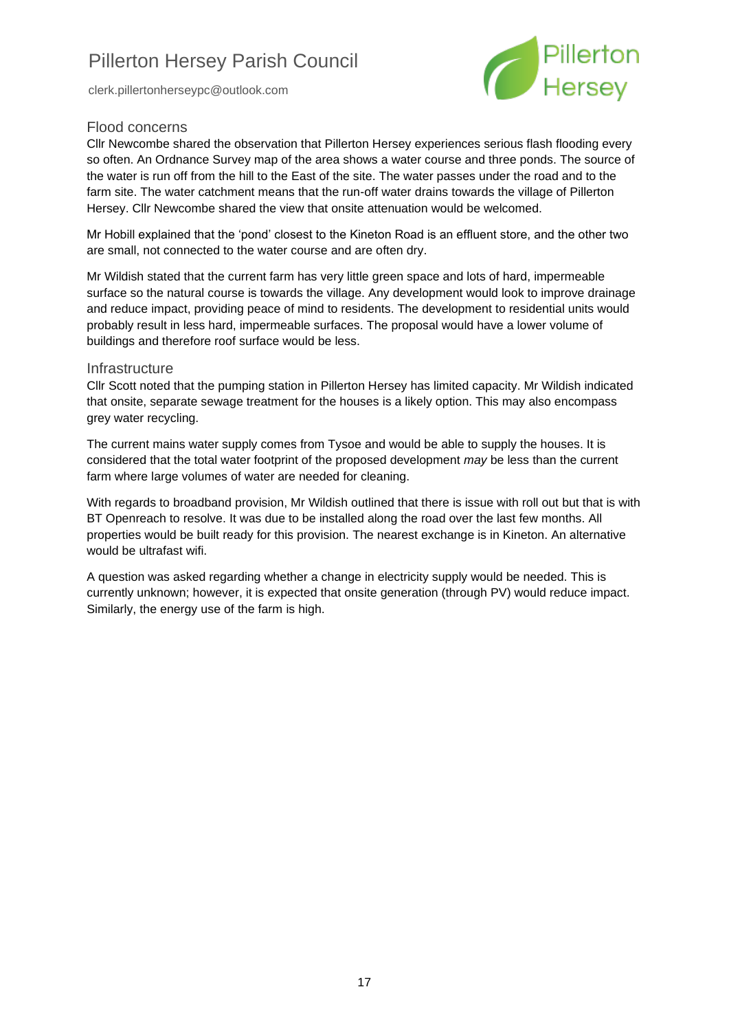## Flood concerns

Cllr Newcombe shared the observation that Pillerton Hersey experiences serious flash flooding every so often. An Ordnance Survey map of the area shows a water course and three ponds. The source of the water is run off from the hill to the East of the site. The water passes under the road and to the farm site. The water catchment means that the run-off water drains towards the village of Pillerton Hersey. Cllr Newcombe shared the view that onsite attenuation would be welcomed.

Mr Hobill explained that the 'pond' closest to the Kineton Road is an effluent store, and the other two are small, not connected to the water course and are often dry.

Mr Wildish stated that the current farm has very little green space and lots of hard, impermeable surface so the natural course is towards the village. Any development would look to improve drainage and reduce impact, providing peace of mind to residents. The development to residential units would probably result in less hard, impermeable surfaces. The proposal would have a lower volume of buildings and therefore roof surface would be less.

## Infrastructure

Cllr Scott noted that the pumping station in Pillerton Hersey has limited capacity. Mr Wildish indicated that onsite, separate sewage treatment for the houses is a likely option. This may also encompass grey water recycling.

The current mains water supply comes from Tysoe and would be able to supply the houses. It is considered that the total water footprint of the proposed development *may* be less than the current farm where large volumes of water are needed for cleaning.

With regards to broadband provision, Mr Wildish outlined that there is issue with roll out but that is with BT Openreach to resolve. It was due to be installed along the road over the last few months. All properties would be built ready for this provision. The nearest exchange is in Kineton. An alternative would be ultrafast wifi.

A question was asked regarding whether a change in electricity supply would be needed. This is currently unknown; however, it is expected that onsite generation (through PV) would reduce impact. Similarly, the energy use of the farm is high.